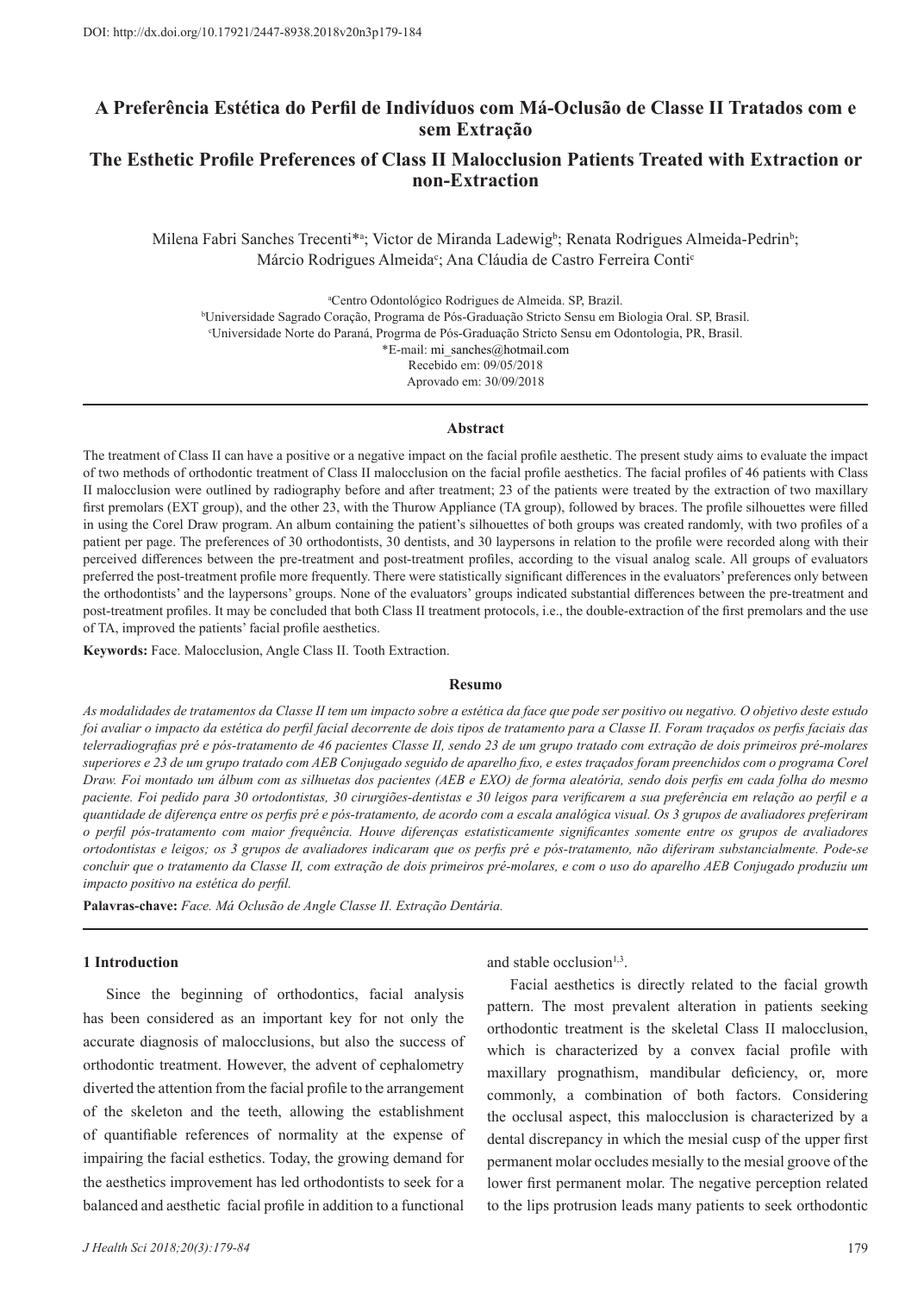DOI: http://dx.doi.org/10.17921/2447-8938.2018v20n3p179-184

# A Preferência Estética do Perfil de Indivíduos com Má-Oclusão de Classe II Tratados com e sem Extração

# The Esthetic Profile Preferences of Class II Malocclusion Patients Treated with Extraction or non-Extraction

Milena Fabri Sanches Trecenti*[a]; Victor de Miranda Ladewig[b]; Renata Rodrigues Almeida-Pedrin[b]; Márcio Rodrigues Almeida[c]; Ana Cláudia de Castro Ferreira Conti[c]

[a]Centro Odontológico Rodrigues de Almeida. SP, Brazil.
[b]Universidade Sagrado Coração, Programa de Pós-Graduação Stricto Sensu em Biologia Oral. SP, Brasil.
[c]Universidade Norte do Paraná, Progrma de Pós-Graduação Stricto Sensu em Odontologia, PR, Brasil.
*E-mail: mi_sanches@hotmail.com
Recebido em: 09/05/2018
Aprovado em: 30/09/2018

## Abstract

The treatment of Class II can have a positive or a negative impact on the facial profile aesthetic. The present study aims to evaluate the impact of two methods of orthodontic treatment of Class II malocclusion on the facial profile aesthetics. The facial profiles of 46 patients with Class II malocclusion were outlined by radiography before and after treatment; 23 of the patients were treated by the extraction of two maxillary first premolars (EXT group), and the other 23, with the Thurow Appliance (TA group), followed by braces. The profile silhouettes were filled in using the Corel Draw program. An album containing the patient's silhouettes of both groups was created randomly, with two profiles of a patient per page. The preferences of 30 orthodontists, 30 dentists, and 30 laypersons in relation to the profile were recorded along with their perceived differences between the pre-treatment and post-treatment profiles, according to the visual analog scale. All groups of evaluators preferred the post-treatment profile more frequently. There were statistically significant differences in the evaluators' preferences only between the orthodontists' and the laypersons' groups. None of the evaluators' groups indicated substantial differences between the pre-treatment and post-treatment profiles. It may be concluded that both Class II treatment protocols, i.e., the double-extraction of the first premolars and the use of TA, improved the patients' facial profile aesthetics.

**Keywords:** Face. Malocclusion, Angle Class II. Tooth Extraction.

## Resumo

*As modalidades de tratamentos da Classe II tem um impacto sobre a estética da face que pode ser positivo ou negativo. O objetivo deste estudo foi avaliar o impacto da estética do perfil facial decorrente de dois tipos de tratamento para a Classe II. Foram traçados os perfis faciais das telerradiografias pré e pós-tratamento de 46 pacientes Classe II, sendo 23 de um grupo tratado com extração de dois primeiros pré-molares superiores e 23 de um grupo tratado com AEB Conjugado seguido de aparelho fixo, e estes traçados foram preenchidos com o programa Corel Draw. Foi montado um álbum com as silhuetas dos pacientes (AEB e EXO) de forma aleatória, sendo dois perfis em cada folha do mesmo paciente. Foi pedido para 30 ortodontistas, 30 cirurgiões-dentistas e 30 leigos para verificarem a sua preferência em relação ao perfil e a quantidade de diferença entre os perfis pré e pós-tratamento, de acordo com a escala analógica visual. Os 3 grupos de avaliadores preferiram o perfil pós-tratamento com maior frequência. Houve diferenças estatisticamente significantes somente entre os grupos de avaliadores ortodontistas e leigos; os 3 grupos de avaliadores indicaram que os perfis pré e pós-tratamento, não diferiram substancialmente. Pode-se concluir que o tratamento da Classe II, com extração de dois primeiros pré-molares, e com o uso do aparelho AEB Conjugado produziu um impacto positivo na estética do perfil.*

**Palavras-chave:** *Face. Má Oclusão de Angle Classe II. Extração Dentária.*

## 1 Introduction

Since the beginning of orthodontics, facial analysis has been considered as an important key for not only the accurate diagnosis of malocclusions, but also the success of orthodontic treatment. However, the advent of cephalometry diverted the attention from the facial profile to the arrangement of the skeleton and the teeth, allowing the establishment of quantifiable references of normality at the expense of impairing the facial esthetics. Today, the growing demand for the aesthetics improvement has led orthodontists to seek for a balanced and aesthetic facial profile in addition to a functional and stable occlusion[1,3].

Facial aesthetics is directly related to the facial growth pattern. The most prevalent alteration in patients seeking orthodontic treatment is the skeletal Class II malocclusion, which is characterized by a convex facial profile with maxillary prognathism, mandibular deficiency, or, more commonly, a combination of both factors. Considering the occlusal aspect, this malocclusion is characterized by a dental discrepancy in which the mesial cusp of the upper first permanent molar occludes mesially to the mesial groove of the lower first permanent molar. The negative perception related to the lips protrusion leads many patients to seek orthodontic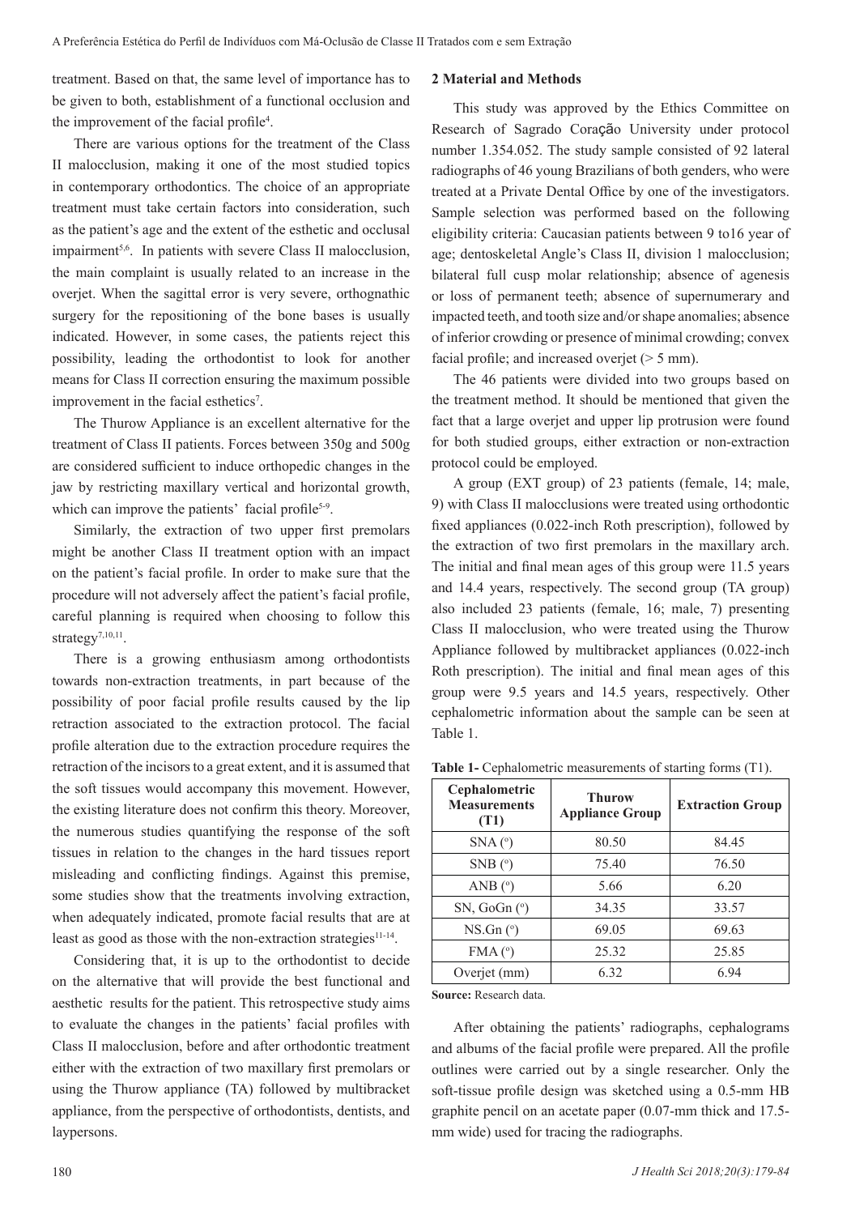treatment. Based on that, the same level of importance has to be given to both, establishment of a functional occlusion and the improvement of the facial profile[4].

There are various options for the treatment of the Class II malocclusion, making it one of the most studied topics in contemporary orthodontics. The choice of an appropriate treatment must take certain factors into consideration, such as the patient's age and the extent of the esthetic and occlusal impairment[5,6]. In patients with severe Class II malocclusion, the main complaint is usually related to an increase in the overjet. When the sagittal error is very severe, orthognathic surgery for the repositioning of the bone bases is usually indicated. However, in some cases, the patients reject this possibility, leading the orthodontist to look for another means for Class II correction ensuring the maximum possible improvement in the facial esthetics[7].

The Thurow Appliance is an excellent alternative for the treatment of Class II patients. Forces between 350g and 500g are considered sufficient to induce orthopedic changes in the jaw by restricting maxillary vertical and horizontal growth, which can improve the patients' facial profile[5-9].

Similarly, the extraction of two upper first premolars might be another Class II treatment option with an impact on the patient's facial profile. In order to make sure that the procedure will not adversely affect the patient's facial profile, careful planning is required when choosing to follow this strategy[7,10,11].

There is a growing enthusiasm among orthodontists towards non-extraction treatments, in part because of the possibility of poor facial profile results caused by the lip retraction associated to the extraction protocol. The facial profile alteration due to the extraction procedure requires the retraction of the incisors to a great extent, and it is assumed that the soft tissues would accompany this movement. However, the existing literature does not confirm this theory. Moreover, the numerous studies quantifying the response of the soft tissues in relation to the changes in the hard tissues report misleading and conflicting findings. Against this premise, some studies show that the treatments involving extraction, when adequately indicated, promote facial results that are at least as good as those with the non-extraction strategies[11-14].

Considering that, it is up to the orthodontist to decide on the alternative that will provide the best functional and aesthetic results for the patient. This retrospective study aims to evaluate the changes in the patients' facial profiles with Class II malocclusion, before and after orthodontic treatment either with the extraction of two maxillary first premolars or using the Thurow appliance (TA) followed by multibracket appliance, from the perspective of orthodontists, dentists, and laypersons.

## 2 Material and Methods

This study was approved by the Ethics Committee on Research of Sagrado Coração University under protocol number 1.354.052. The study sample consisted of 92 lateral radiographs of 46 young Brazilians of both genders, who were treated at a Private Dental Office by one of the investigators. Sample selection was performed based on the following eligibility criteria: Caucasian patients between 9 to16 year of age; dentoskeletal Angle's Class II, division 1 malocclusion; bilateral full cusp molar relationship; absence of agenesis or loss of permanent teeth; absence of supernumerary and impacted teeth, and tooth size and/or shape anomalies; absence of inferior crowding or presence of minimal crowding; convex facial profile; and increased overjet (> 5 mm).

The 46 patients were divided into two groups based on the treatment method. It should be mentioned that given the fact that a large overjet and upper lip protrusion were found for both studied groups, either extraction or non-extraction protocol could be employed.

A group (EXT group) of 23 patients (female, 14; male, 9) with Class II malocclusions were treated using orthodontic fixed appliances (0.022-inch Roth prescription), followed by the extraction of two first premolars in the maxillary arch. The initial and final mean ages of this group were 11.5 years and 14.4 years, respectively. The second group (TA group) also included 23 patients (female, 16; male, 7) presenting Class II malocclusion, who were treated using the Thurow Appliance followed by multibracket appliances (0.022-inch Roth prescription). The initial and final mean ages of this group were 9.5 years and 14.5 years, respectively. Other cephalometric information about the sample can be seen at Table 1.

**Table 1-** Cephalometric measurements of starting forms (T1).

| Cephalometric Measurements (T1) | Thurow Appliance Group | Extraction Group |
|---|---|---|
| SNA (°) | 80.50 | 84.45 |
| SNB (°) | 75.40 | 76.50 |
| ANB (°) | 5.66 | 6.20 |
| SN, GoGn (°) | 34.35 | 33.57 |
| NS.Gn (°) | 69.05 | 69.63 |
| FMA (°) | 25.32 | 25.85 |
| Overjet (mm) | 6.32 | 6.94 |

**Source:** Research data.

After obtaining the patients' radiographs, cephalograms and albums of the facial profile were prepared. All the profile outlines were carried out by a single researcher. Only the soft-tissue profile design was sketched using a 0.5-mm HB graphite pencil on an acetate paper (0.07-mm thick and 17.5-mm wide) used for tracing the radiographs.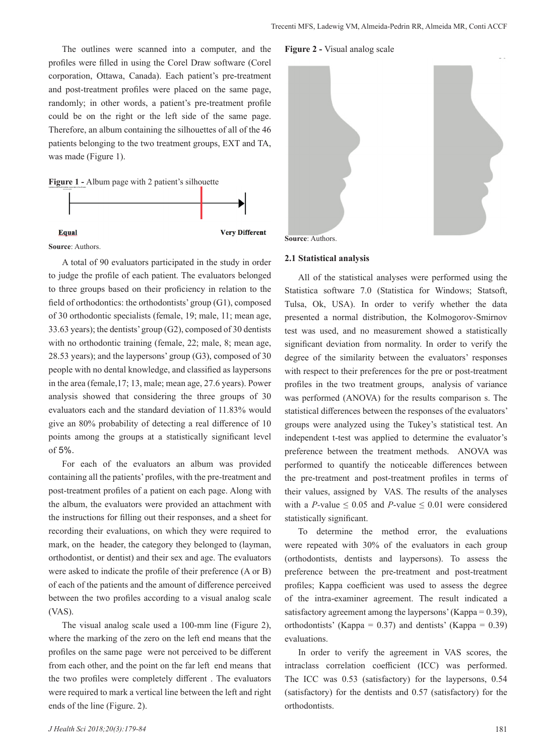The outlines were scanned into a computer, and the profiles were filled in using the Corel Draw software (Corel corporation, Ottawa, Canada). Each patient's pre-treatment and post-treatment profiles were placed on the same page, randomly; in other words, a patient's pre-treatment profile could be on the right or the left side of the same page. Therefore, an album containing the silhouettes of all of the 46 patients belonging to the two treatment groups, EXT and TA, was made (Figure 1).

**Figure 1 -** Album page with 2 patient's silhouette

Equal — Very Different

**Source**: Authors.

A total of 90 evaluators participated in the study in order to judge the profile of each patient. The evaluators belonged to three groups based on their proficiency in relation to the field of orthodontics: the orthodontists' group (G1), composed of 30 orthodontic specialists (female, 19; male, 11; mean age, 33.63 years); the dentists' group (G2), composed of 30 dentists with no orthodontic training (female, 22; male, 8; mean age, 28.53 years); and the laypersons' group (G3), composed of 30 people with no dental knowledge, and classified as laypersons in the area (female,17; 13, male; mean age, 27.6 years). Power analysis showed that considering the three groups of 30 evaluators each and the standard deviation of 11.83% would give an 80% probability of detecting a real difference of 10 points among the groups at a statistically significant level of 5%.

For each of the evaluators an album was provided containing all the patients' profiles, with the pre-treatment and post-treatment profiles of a patient on each page. Along with the album, the evaluators were provided an attachment with the instructions for filling out their responses, and a sheet for recording their evaluations, on which they were required to mark, on the header, the category they belonged to (layman, orthodontist, or dentist) and their sex and age. The evaluators were asked to indicate the profile of their preference (A or B) of each of the patients and the amount of difference perceived between the two profiles according to a visual analog scale (VAS).

The visual analog scale used a 100-mm line (Figure 2), where the marking of the zero on the left end means that the profiles on the same page were not perceived to be different from each other, and the point on the far left end means that the two profiles were completely different . The evaluators were required to mark a vertical line between the left and right ends of the line (Figure. 2).

**Figure 2 -** Visual analog scale

**Source**: Authors.

### 2.1 Statistical analysis

All of the statistical analyses were performed using the Statistica software 7.0 (Statistica for Windows; Statsoft, Tulsa, Ok, USA). In order to verify whether the data presented a normal distribution, the Kolmogorov-Smirnov test was used, and no measurement showed a statistically significant deviation from normality. In order to verify the degree of the similarity between the evaluators' responses with respect to their preferences for the pre or post-treatment profiles in the two treatment groups, analysis of variance was performed (ANOVA) for the results comparison s. The statistical differences between the responses of the evaluators' groups were analyzed using the Tukey's statistical test. An independent t-test was applied to determine the evaluator's preference between the treatment methods. ANOVA was performed to quantify the noticeable differences between the pre-treatment and post-treatment profiles in terms of their values, assigned by VAS. The results of the analyses with a $P$-value $\leq 0.05$ and $P$-value $\leq 0.01$ were considered statistically significant.

To determine the method error, the evaluations were repeated with 30% of the evaluators in each group (orthodontists, dentists and laypersons). To assess the preference between the pre-treatment and post-treatment profiles; Kappa coefficient was used to assess the degree of the intra-examiner agreement. The result indicated a satisfactory agreement among the laypersons' (Kappa = 0.39), orthodontists' (Kappa = 0.37) and dentists' (Kappa = 0.39) evaluations.

In order to verify the agreement in VAS scores, the intraclass correlation coefficient (ICC) was performed. The ICC was 0.53 (satisfactory) for the laypersons, 0.54 (satisfactory) for the dentists and 0.57 (satisfactory) for the orthodontists.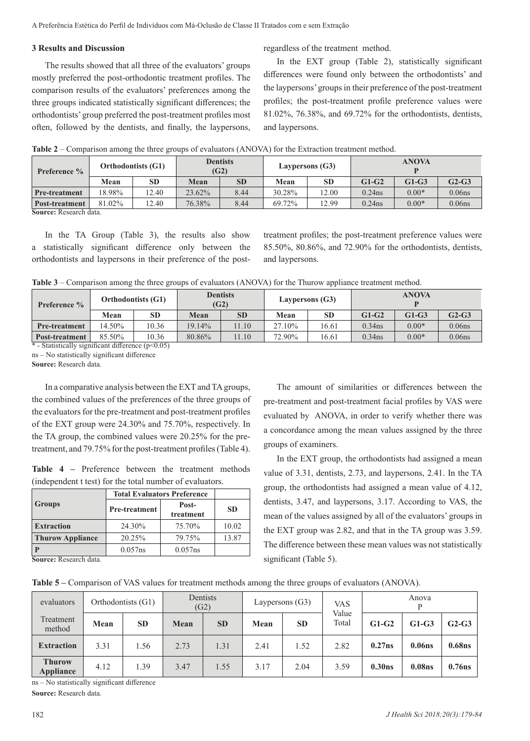## 3 Results and Discussion

The results showed that all three of the evaluators' groups mostly preferred the post-orthodontic treatment profiles. The comparison results of the evaluators' preferences among the three groups indicated statistically significant differences; the orthodontists' group preferred the post-treatment profiles most often, followed by the dentists, and finally, the laypersons, regardless of the treatment method.

In the EXT group (Table 2), statistically significant differences were found only between the orthodontists' and the laypersons' groups in their preference of the post-treatment profiles; the post-treatment profile preference values were 81.02%, 76.38%, and 69.72% for the orthodontists, dentists, and laypersons.

**Table 2** – Comparison among the three groups of evaluators (ANOVA) for the Extraction treatment method.

| Preference % | Orthodontists (G1) | | Dentists (G2) | | Laypersons (G3) | | ANOVA P | | |
|---|---|---|---|---|---|---|---|---|---|
| | Mean | SD | Mean | SD | Mean | SD | G1-G2 | G1-G3 | G2-G3 |
| **Pre-treatment** | 18.98% | 12.40 | 23.62% | 8.44 | 30.28% | 12.00 | 0.24ns | 0.00* | 0.06ns |
| **Post-treatment** | 81.02% | 12.40 | 76.38% | 8.44 | 69.72% | 12.99 | 0.24ns | 0.00* | 0.06ns |

**Source:** Research data.

In the TA Group (Table 3), the results also show a statistically significant difference only between the orthodontists and laypersons in their preference of the post-treatment profiles; the post-treatment preference values were 85.50%, 80.86%, and 72.90% for the orthodontists, dentists, and laypersons.

**Table 3** – Comparison among the three groups of evaluators (ANOVA) for the Thurow appliance treatment method.

| Preference % | Orthodontists (G1) | | Dentists (G2) | | Laypersons (G3) | | ANOVA P | | |
|---|---|---|---|---|---|---|---|---|---|
| | Mean | SD | Mean | SD | Mean | SD | G1-G2 | G1-G3 | G2-G3 |
| **Pre-treatment** | 14.50% | 10.36 | 19.14% | 11.10 | 27.10% | 16.61 | 0.34ns | 0.00* | 0.06ns |
| **Post-treatment** | 85.50% | 10.36 | 80.86% | 11.10 | 72.90% | 16.61 | 0.34ns | 0.00* | 0.06ns |

* - Statistically significant difference ($p<0.05$)

ns – No statistically significant difference

**Source:** Research data.

In a comparative analysis between the EXT and TA groups, the combined values of the preferences of the three groups of the evaluators for the pre-treatment and post-treatment profiles of the EXT group were 24.30% and 75.70%, respectively. In the TA group, the combined values were 20.25% for the pre-treatment, and 79.75% for the post-treatment profiles (Table 4).

**Table 4 –** Preference between the treatment methods (independent t test) for the total number of evaluators.

| Groups | Total Evaluators Preference | | SD |
|---|---|---|---|
| | Pre-treatment | Post-treatment | |
| **Extraction** | 24.30% | 75.70% | 10.02 |
| **Thurow Appliance** | 20.25% | 79.75% | 13.87 |
| **P** | 0.057ns | 0.057ns | |

**Source:** Research data.

The amount of similarities or differences between the pre-treatment and post-treatment facial profiles by VAS were evaluated by ANOVA, in order to verify whether there was a concordance among the mean values assigned by the three groups of examiners.

In the EXT group, the orthodontists had assigned a mean value of 3.31, dentists, 2.73, and laypersons, 2.41. In the TA group, the orthodontists had assigned a mean value of 4.12, dentists, 3.47, and laypersons, 3.17. According to VAS, the mean of the values assigned by all of the evaluators' groups in the EXT group was 2.82, and that in the TA group was 3.59. The difference between these mean values was not statistically significant (Table 5).

**Table 5 –** Comparison of VAS values for treatment methods among the three groups of evaluators (ANOVA).

| evaluators | Orthodontists (G1) | | Dentists (G2) | | Laypersons (G3) | | VAS Value Total | Anova P | | |
|---|---|---|---|---|---|---|---|---|---|---|
| Treatment method | Mean | SD | Mean | SD | Mean | SD | | G1-G2 | G1-G3 | G2-G3 |
| **Extraction** | 3.31 | 1.56 | 2.73 | 1.31 | 2.41 | 1.52 | 2.82 | **0.27ns** | **0.06ns** | **0.68ns** |
| **Thurow Appliance** | 4.12 | 1.39 | 3.47 | 1.55 | 3.17 | 2.04 | 3.59 | **0.30ns** | **0.08ns** | **0.76ns** |

ns – No statistically significant difference

**Source:** Research data.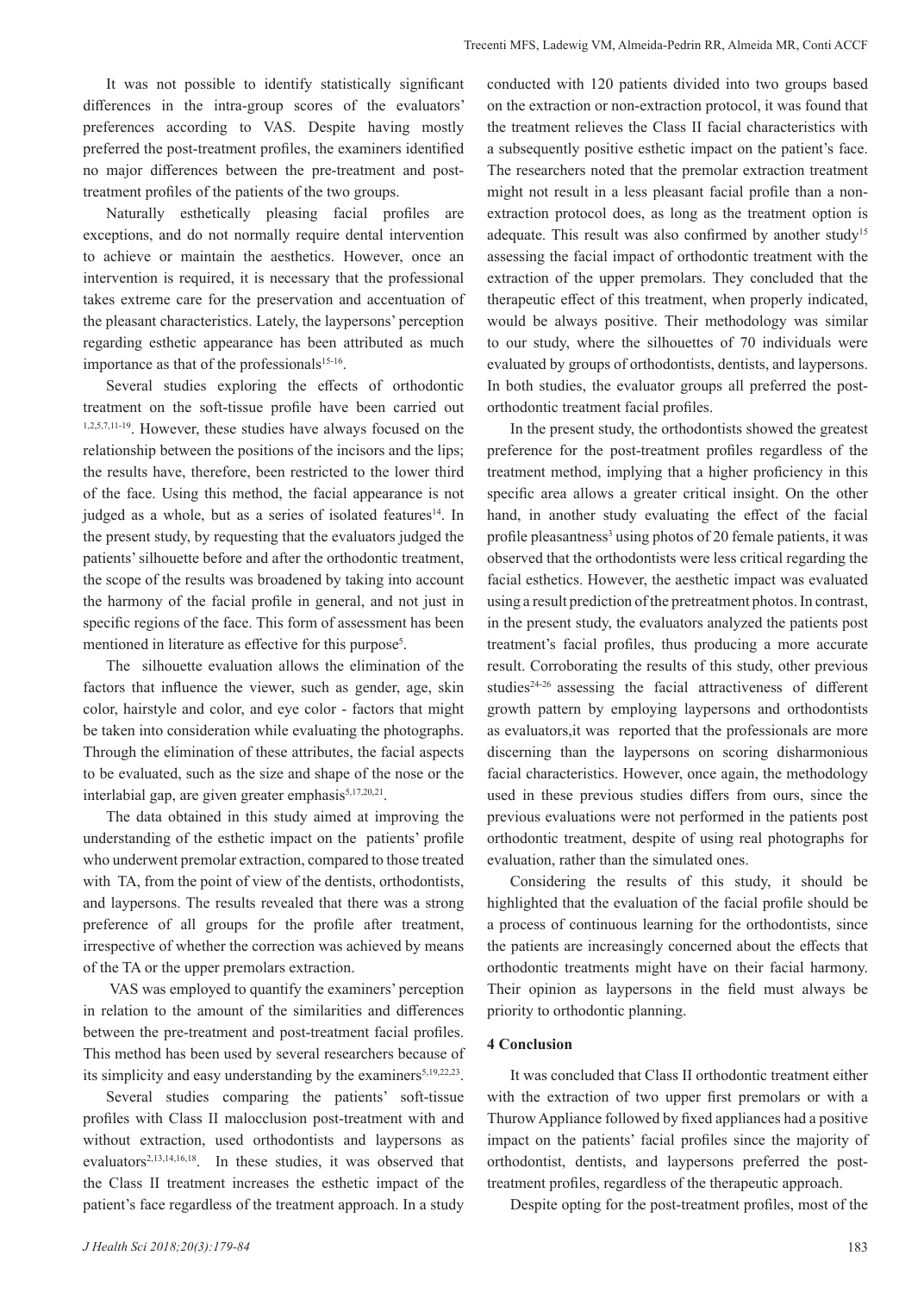It was not possible to identify statistically significant differences in the intra-group scores of the evaluators' preferences according to VAS. Despite having mostly preferred the post-treatment profiles, the examiners identified no major differences between the pre-treatment and post-treatment profiles of the patients of the two groups.

Naturally esthetically pleasing facial profiles are exceptions, and do not normally require dental intervention to achieve or maintain the aesthetics. However, once an intervention is required, it is necessary that the professional takes extreme care for the preservation and accentuation of the pleasant characteristics. Lately, the laypersons' perception regarding esthetic appearance has been attributed as much importance as that of the professionals[15-16].

Several studies exploring the effects of orthodontic treatment on the soft-tissue profile have been carried out [1,2,5,7,11-19]. However, these studies have always focused on the relationship between the positions of the incisors and the lips; the results have, therefore, been restricted to the lower third of the face. Using this method, the facial appearance is not judged as a whole, but as a series of isolated features[14]. In the present study, by requesting that the evaluators judged the patients' silhouette before and after the orthodontic treatment, the scope of the results was broadened by taking into account the harmony of the facial profile in general, and not just in specific regions of the face. This form of assessment has been mentioned in literature as effective for this purpose[5].

The silhouette evaluation allows the elimination of the factors that influence the viewer, such as gender, age, skin color, hairstyle and color, and eye color - factors that might be taken into consideration while evaluating the photographs. Through the elimination of these attributes, the facial aspects to be evaluated, such as the size and shape of the nose or the interlabial gap, are given greater emphasis[5,17,20,21].

The data obtained in this study aimed at improving the understanding of the esthetic impact on the patients' profile who underwent premolar extraction, compared to those treated with TA, from the point of view of the dentists, orthodontists, and laypersons. The results revealed that there was a strong preference of all groups for the profile after treatment, irrespective of whether the correction was achieved by means of the TA or the upper premolars extraction.

VAS was employed to quantify the examiners' perception in relation to the amount of the similarities and differences between the pre-treatment and post-treatment facial profiles. This method has been used by several researchers because of its simplicity and easy understanding by the examiners[5,19,22,23].

Several studies comparing the patients' soft-tissue profiles with Class II malocclusion post-treatment with and without extraction, used orthodontists and laypersons as evaluators[2,13,14,16,18]. In these studies, it was observed that the Class II treatment increases the esthetic impact of the patient's face regardless of the treatment approach. In a study conducted with 120 patients divided into two groups based on the extraction or non-extraction protocol, it was found that the treatment relieves the Class II facial characteristics with a subsequently positive esthetic impact on the patient's face. The researchers noted that the premolar extraction treatment might not result in a less pleasant facial profile than a non-extraction protocol does, as long as the treatment option is adequate. This result was also confirmed by another study[15] assessing the facial impact of orthodontic treatment with the extraction of the upper premolars. They concluded that the therapeutic effect of this treatment, when properly indicated, would be always positive. Their methodology was similar to our study, where the silhouettes of 70 individuals were evaluated by groups of orthodontists, dentists, and laypersons. In both studies, the evaluator groups all preferred the post-orthodontic treatment facial profiles.

In the present study, the orthodontists showed the greatest preference for the post-treatment profiles regardless of the treatment method, implying that a higher proficiency in this specific area allows a greater critical insight. On the other hand, in another study evaluating the effect of the facial profile pleasantness[3] using photos of 20 female patients, it was observed that the orthodontists were less critical regarding the facial esthetics. However, the aesthetic impact was evaluated using a result prediction of the pretreatment photos. In contrast, in the present study, the evaluators analyzed the patients post treatment's facial profiles, thus producing a more accurate result. Corroborating the results of this study, other previous studies[24-26] assessing the facial attractiveness of different growth pattern by employing laypersons and orthodontists as evaluators,it was reported that the professionals are more discerning than the laypersons on scoring disharmonious facial characteristics. However, once again, the methodology used in these previous studies differs from ours, since the previous evaluations were not performed in the patients post orthodontic treatment, despite of using real photographs for evaluation, rather than the simulated ones.

Considering the results of this study, it should be highlighted that the evaluation of the facial profile should be a process of continuous learning for the orthodontists, since the patients are increasingly concerned about the effects that orthodontic treatments might have on their facial harmony. Their opinion as laypersons in the field must always be priority to orthodontic planning.

## 4 Conclusion

It was concluded that Class II orthodontic treatment either with the extraction of two upper first premolars or with a Thurow Appliance followed by fixed appliances had a positive impact on the patients' facial profiles since the majority of orthodontist, dentists, and laypersons preferred the post-treatment profiles, regardless of the therapeutic approach.

Despite opting for the post-treatment profiles, most of the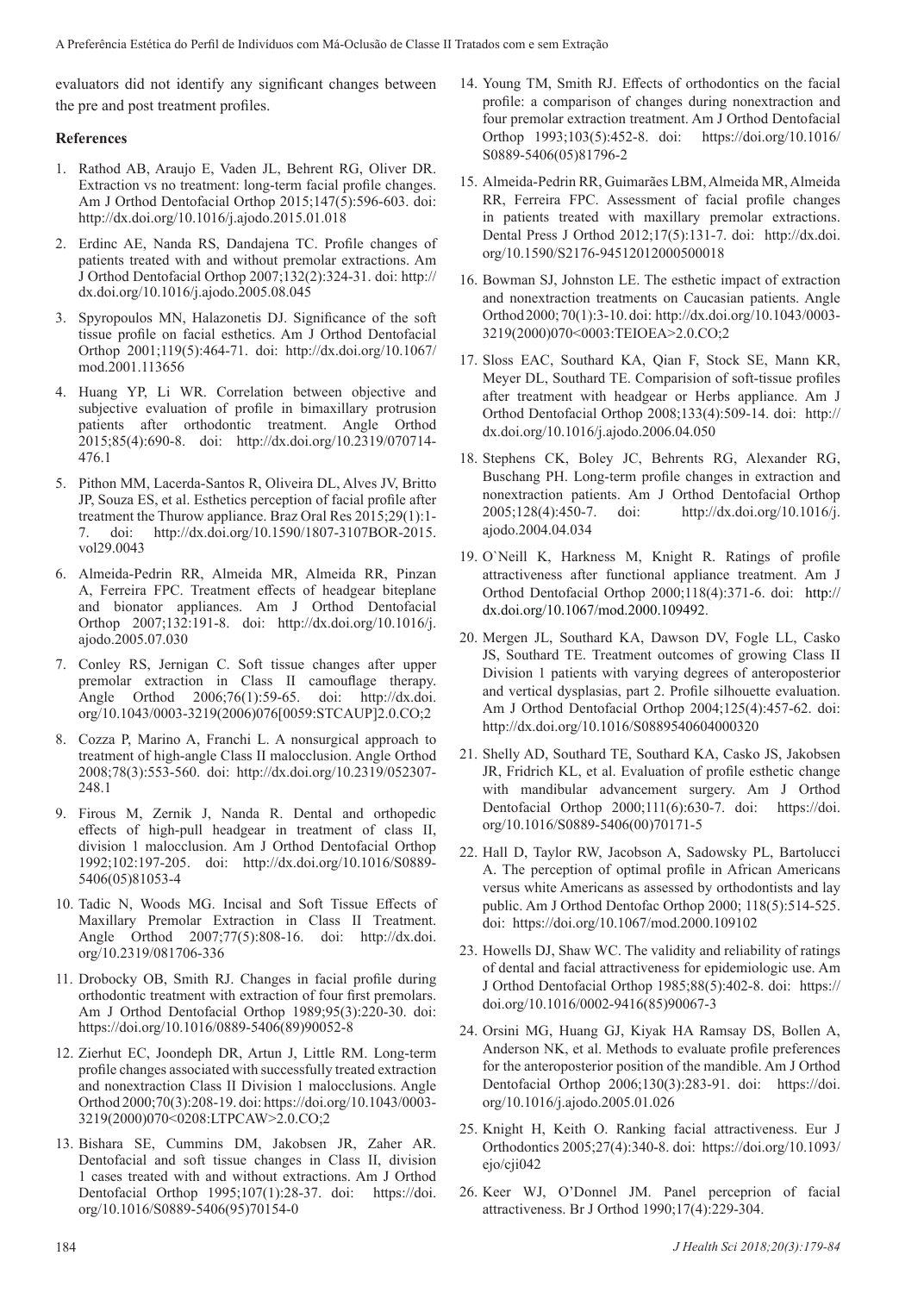evaluators did not identify any significant changes between the pre and post treatment profiles.

## References

1. Rathod AB, Araujo E, Vaden JL, Behrent RG, Oliver DR. Extraction vs no treatment: long-term facial profile changes. Am J Orthod Dentofacial Orthop 2015;147(5):596-603. doi: http://dx.doi.org/10.1016/j.ajodo.2015.01.018
2. Erdinc AE, Nanda RS, Dandajena TC. Profile changes of patients treated with and without premolar extractions. Am J Orthod Dentofacial Orthop 2007;132(2):324-31. doi: http://dx.doi.org/10.1016/j.ajodo.2005.08.045
3. Spyropoulos MN, Halazonetis DJ. Significance of the soft tissue profile on facial esthetics. Am J Orthod Dentofacial Orthop 2001;119(5):464-71. doi: http://dx.doi.org/10.1067/mod.2001.113656
4. Huang YP, Li WR. Correlation between objective and subjective evaluation of profile in bimaxillary protrusion patients after orthodontic treatment. Angle Orthod 2015;85(4):690-8. doi: http://dx.doi.org/10.2319/070714-476.1
5. Pithon MM, Lacerda-Santos R, Oliveira DL, Alves JV, Britto JP, Souza ES, et al. Esthetics perception of facial profile after treatment the Thurow appliance. Braz Oral Res 2015;29(1):1-7. doi: http://dx.doi.org/10.1590/1807-3107BOR-2015.vol29.0043
6. Almeida-Pedrin RR, Almeida MR, Almeida RR, Pinzan A, Ferreira FPC. Treatment effects of headgear biteplane and bionator appliances. Am J Orthod Dentofacial Orthop 2007;132:191-8. doi: http://dx.doi.org/10.1016/j.ajodo.2005.07.030
7. Conley RS, Jernigan C. Soft tissue changes after upper premolar extraction in Class II camouflage therapy. Angle Orthod 2006;76(1):59-65. doi: http://dx.doi.org/10.1043/0003-3219(2006)076[0059:STCAUP]2.0.CO;2
8. Cozza P, Marino A, Franchi L. A nonsurgical approach to treatment of high-angle Class II malocclusion. Angle Orthod 2008;78(3):553-560. doi: http://dx.doi.org/10.2319/052307-248.1
9. Firous M, Zernik J, Nanda R. Dental and orthopedic effects of high-pull headgear in treatment of class II, division 1 malocclusion. Am J Orthod Dentofacial Orthop 1992;102:197-205. doi: http://dx.doi.org/10.1016/S0889-5406(05)81053-4
10. Tadic N, Woods MG. Incisal and Soft Tissue Effects of Maxillary Premolar Extraction in Class II Treatment. Angle Orthod 2007;77(5):808-16. doi: http://dx.doi.org/10.2319/081706-336
11. Drobocky OB, Smith RJ. Changes in facial profile during orthodontic treatment with extraction of four first premolars. Am J Orthod Dentofacial Orthop 1989;95(3):220-30. doi: https://doi.org/10.1016/0889-5406(89)90052-8
12. Zierhut EC, Joondeph DR, Artun J, Little RM. Long-term profile changes associated with successfully treated extraction and nonextraction Class II Division 1 malocclusions. Angle Orthod 2000;70(3):208-19. doi: https://doi.org/10.1043/0003-3219(2000)070<0208:LTPCAW>2.0.CO;2
13. Bishara SE, Cummins DM, Jakobsen JR, Zaher AR. Dentofacial and soft tissue changes in Class II, division 1 cases treated with and without extractions. Am J Orthod Dentofacial Orthop 1995;107(1):28-37. doi: https://doi.org/10.1016/S0889-5406(95)70154-0
14. Young TM, Smith RJ. Effects of orthodontics on the facial profile: a comparison of changes during nonextraction and four premolar extraction treatment. Am J Orthod Dentofacial Orthop 1993;103(5):452-8. doi: https://doi.org/10.1016/S0889-5406(05)81796-2
15. Almeida-Pedrin RR, Guimarães LBM, Almeida MR, Almeida RR, Ferreira FPC. Assessment of facial profile changes in patients treated with maxillary premolar extractions. Dental Press J Orthod 2012;17(5):131-7. doi: http://dx.doi.org/10.1590/S2176-94512012000500018
16. Bowman SJ, Johnston LE. The esthetic impact of extraction and nonextraction treatments on Caucasian patients. Angle Orthod 2000; 70(1):3-10. doi: http://dx.doi.org/10.1043/0003-3219(2000)070<0003:TEIOEA>2.0.CO;2
17. Sloss EAC, Southard KA, Qian F, Stock SE, Mann KR, Meyer DL, Southard TE. Comparision of soft-tissue profiles after treatment with headgear or Herbs appliance. Am J Orthod Dentofacial Orthop 2008;133(4):509-14. doi: http://dx.doi.org/10.1016/j.ajodo.2006.04.050
18. Stephens CK, Boley JC, Behrents RG, Alexander RG, Buschang PH. Long-term profile changes in extraction and nonextraction patients. Am J Orthod Dentofacial Orthop 2005;128(4):450-7. doi: http://dx.doi.org/10.1016/j.ajodo.2004.04.034
19. O`Neill K, Harkness M, Knight R. Ratings of profile attractiveness after functional appliance treatment. Am J Orthod Dentofacial Orthop 2000;118(4):371-6. doi: http://dx.doi.org/10.1067/mod.2000.109492.
20. Mergen JL, Southard KA, Dawson DV, Fogle LL, Casko JS, Southard TE. Treatment outcomes of growing Class II Division 1 patients with varying degrees of anteroposterior and vertical dysplasias, part 2. Profile silhouette evaluation. Am J Orthod Dentofacial Orthop 2004;125(4):457-62. doi: http://dx.doi.org/10.1016/S0889540604000320
21. Shelly AD, Southard TE, Southard KA, Casko JS, Jakobsen JR, Fridrich KL, et al. Evaluation of profile esthetic change with mandibular advancement surgery. Am J Orthod Dentofacial Orthop 2000;111(6):630-7. doi: https://doi.org/10.1016/S0889-5406(00)70171-5
22. Hall D, Taylor RW, Jacobson A, Sadowsky PL, Bartolucci A. The perception of optimal profile in African Americans versus white Americans as assessed by orthodontists and lay public. Am J Orthod Dentofac Orthop 2000; 118(5):514-525. doi: https://doi.org/10.1067/mod.2000.109102
23. Howells DJ, Shaw WC. The validity and reliability of ratings of dental and facial attractiveness for epidemiologic use. Am J Orthod Dentofacial Orthop 1985;88(5):402-8. doi: https://doi.org/10.1016/0002-9416(85)90067-3
24. Orsini MG, Huang GJ, Kiyak HA Ramsay DS, Bollen A, Anderson NK, et al. Methods to evaluate profile preferences for the anteroposterior position of the mandible. Am J Orthod Dentofacial Orthop 2006;130(3):283-91. doi: https://doi.org/10.1016/j.ajodo.2005.01.026
25. Knight H, Keith O. Ranking facial attractiveness. Eur J Orthodontics 2005;27(4):340-8. doi: https://doi.org/10.1093/ejo/cji042
26. Keer WJ, O'Donnel JM. Panel perceprion of facial attractiveness. Br J Orthod 1990;17(4):229-304.